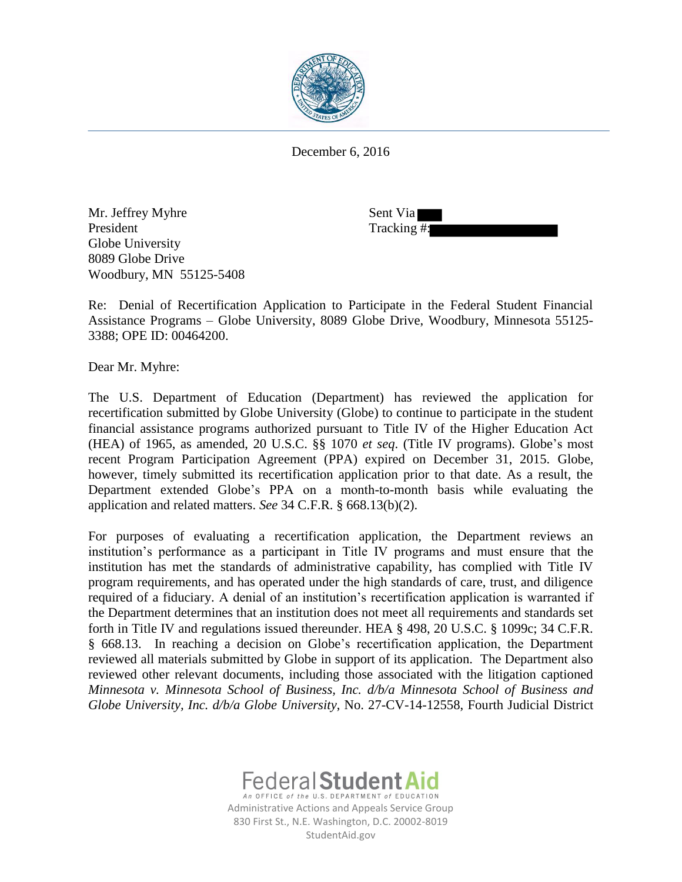December 6, 2016

Mr. Jeffrey Myhre  
President  
Globe University  
8089 Globe Drive  
Woodbury, MN 55125-5408

Sent Via  
Tracking #:

Re: Denial of Recertification Application to Participate in the Federal Student Financial Assistance Programs – Globe University, 8089 Globe Drive, Woodbury, Minnesota 55125-3388; OPE ID: 00464200.

Dear Mr. Myhre:

The U.S. Department of Education (Department) has reviewed the application for recertification submitted by Globe University (Globe) to continue to participate in the student financial assistance programs authorized pursuant to Title IV of the Higher Education Act (HEA) of 1965, as amended, 20 U.S.C. §§ 1070 *et seq*. (Title IV programs). Globe's most recent Program Participation Agreement (PPA) expired on December 31, 2015. Globe, however, timely submitted its recertification application prior to that date. As a result, the Department extended Globe's PPA on a month-to-month basis while evaluating the application and related matters. *See* 34 C.F.R. § 668.13(b)(2).

For purposes of evaluating a recertification application, the Department reviews an institution's performance as a participant in Title IV programs and must ensure that the institution has met the standards of administrative capability, has complied with Title IV program requirements, and has operated under the high standards of care, trust, and diligence required of a fiduciary. A denial of an institution's recertification application is warranted if the Department determines that an institution does not meet all requirements and standards set forth in Title IV and regulations issued thereunder. HEA § 498, 20 U.S.C. § 1099c; 34 C.F.R. § 668.13. In reaching a decision on Globe's recertification application, the Department reviewed all materials submitted by Globe in support of its application. The Department also reviewed other relevant documents, including those associated with the litigation captioned *Minnesota v. Minnesota School of Business, Inc. d/b/a Minnesota School of Business and Globe University, Inc. d/b/a Globe University*, No. 27-CV-14-12558, Fourth Judicial District

Federal Student Aid  
An OFFICE of the U.S. DEPARTMENT of EDUCATION  
Administrative Actions and Appeals Service Group  
830 First St., N.E. Washington, D.C. 20002-8019  
StudentAid.gov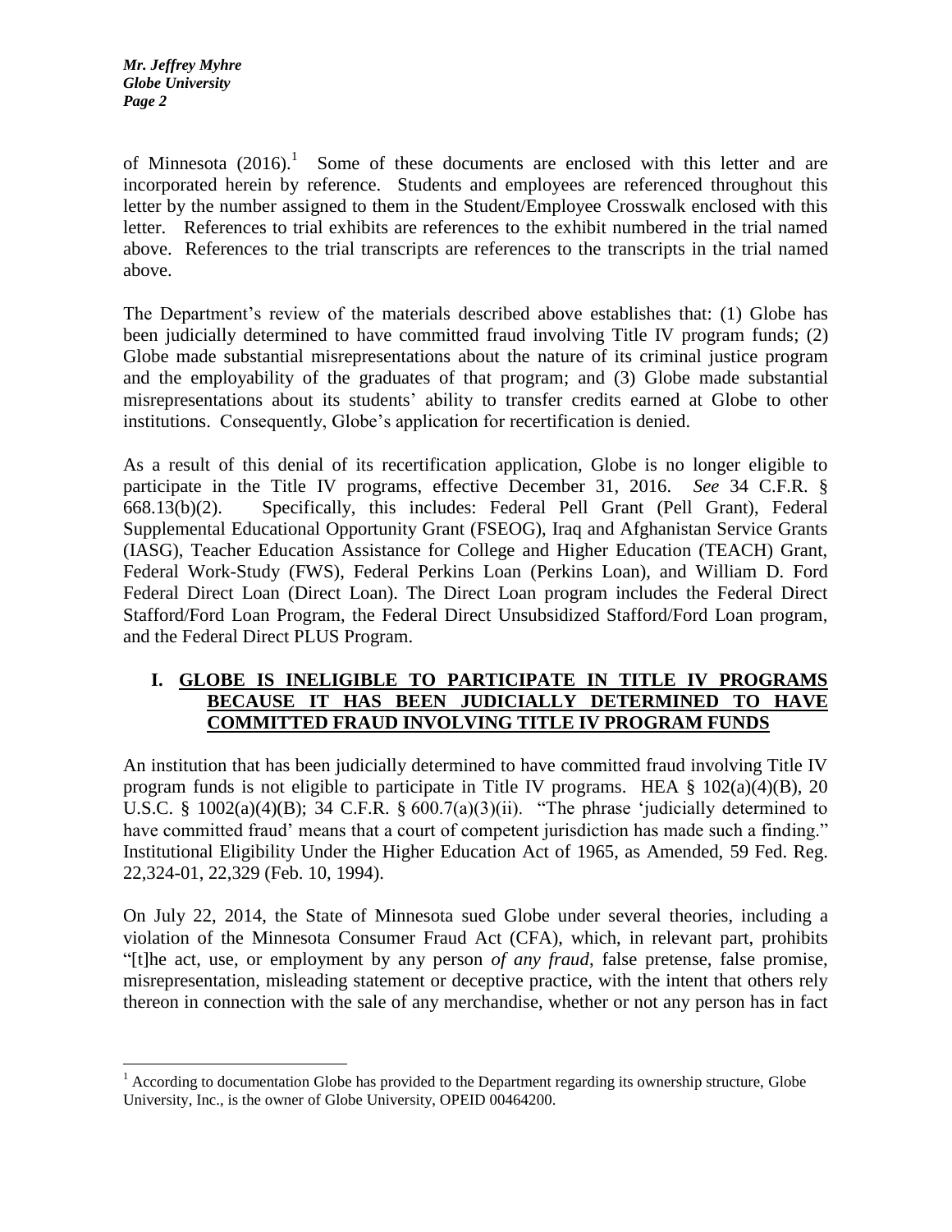of Minnesota (2016).[1] Some of these documents are enclosed with this letter and are incorporated herein by reference. Students and employees are referenced throughout this letter by the number assigned to them in the Student/Employee Crosswalk enclosed with this letter. References to trial exhibits are references to the exhibit numbered in the trial named above. References to the trial transcripts are references to the transcripts in the trial named above.

The Department's review of the materials described above establishes that: (1) Globe has been judicially determined to have committed fraud involving Title IV program funds; (2) Globe made substantial misrepresentations about the nature of its criminal justice program and the employability of the graduates of that program; and (3) Globe made substantial misrepresentations about its students' ability to transfer credits earned at Globe to other institutions. Consequently, Globe's application for recertification is denied.

As a result of this denial of its recertification application, Globe is no longer eligible to participate in the Title IV programs, effective December 31, 2016. *See* 34 C.F.R. § 668.13(b)(2). Specifically, this includes: Federal Pell Grant (Pell Grant), Federal Supplemental Educational Opportunity Grant (FSEOG), Iraq and Afghanistan Service Grants (IASG), Teacher Education Assistance for College and Higher Education (TEACH) Grant, Federal Work-Study (FWS), Federal Perkins Loan (Perkins Loan), and William D. Ford Federal Direct Loan (Direct Loan). The Direct Loan program includes the Federal Direct Stafford/Ford Loan Program, the Federal Direct Unsubsidized Stafford/Ford Loan program, and the Federal Direct PLUS Program.

## I. GLOBE IS INELIGIBLE TO PARTICIPATE IN TITLE IV PROGRAMS BECAUSE IT HAS BEEN JUDICIALLY DETERMINED TO HAVE COMMITTED FRAUD INVOLVING TITLE IV PROGRAM FUNDS

An institution that has been judicially determined to have committed fraud involving Title IV program funds is not eligible to participate in Title IV programs. HEA § 102(a)(4)(B), 20 U.S.C. § 1002(a)(4)(B); 34 C.F.R. § 600.7(a)(3)(ii). "The phrase 'judicially determined to have committed fraud' means that a court of competent jurisdiction has made such a finding." Institutional Eligibility Under the Higher Education Act of 1965, as Amended, 59 Fed. Reg. 22,324-01, 22,329 (Feb. 10, 1994).

On July 22, 2014, the State of Minnesota sued Globe under several theories, including a violation of the Minnesota Consumer Fraud Act (CFA), which, in relevant part, prohibits "[t]he act, use, or employment by any person *of any fraud*, false pretense, false promise, misrepresentation, misleading statement or deceptive practice, with the intent that others rely thereon in connection with the sale of any merchandise, whether or not any person has in fact

[1] According to documentation Globe has provided to the Department regarding its ownership structure, Globe University, Inc., is the owner of Globe University, OPEID 00464200.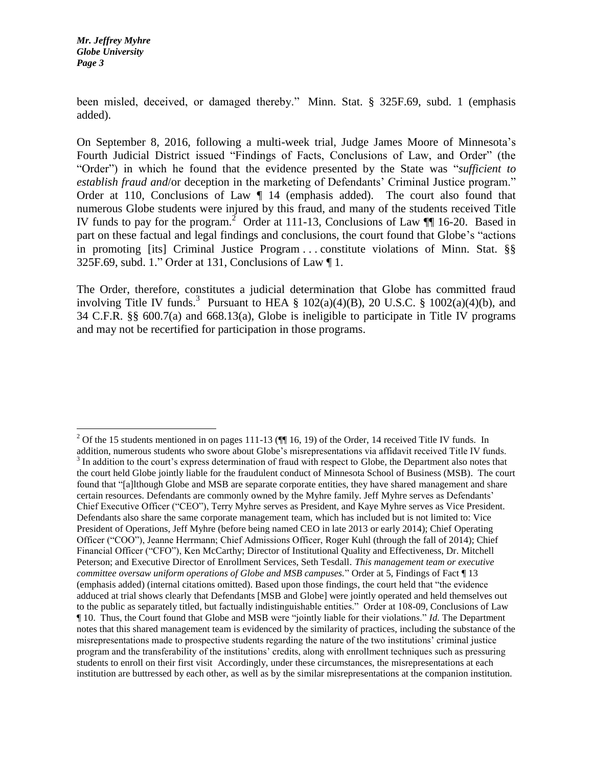been misled, deceived, or damaged thereby." Minn. Stat. § 325F.69, subd. 1 (emphasis added).

On September 8, 2016, following a multi-week trial, Judge James Moore of Minnesota's Fourth Judicial District issued "Findings of Facts, Conclusions of Law, and Order" (the "Order") in which he found that the evidence presented by the State was "*sufficient to establish fraud and*/or deception in the marketing of Defendants' Criminal Justice program." Order at 110, Conclusions of Law ¶ 14 (emphasis added). The court also found that numerous Globe students were injured by this fraud, and many of the students received Title IV funds to pay for the program.[2] Order at 111-13, Conclusions of Law ¶¶ 16-20. Based in part on these factual and legal findings and conclusions, the court found that Globe's "actions in promoting [its] Criminal Justice Program . . . constitute violations of Minn. Stat. §§ 325F.69, subd. 1." Order at 131, Conclusions of Law ¶ 1.

The Order, therefore, constitutes a judicial determination that Globe has committed fraud involving Title IV funds.[3] Pursuant to HEA § 102(a)(4)(B), 20 U.S.C. § 1002(a)(4)(b), and 34 C.F.R. §§ 600.7(a) and 668.13(a), Globe is ineligible to participate in Title IV programs and may not be recertified for participation in those programs.

---

[2] Of the 15 students mentioned in on pages 111-13 (¶¶ 16, 19) of the Order, 14 received Title IV funds. In addition, numerous students who swore about Globe's misrepresentations via affidavit received Title IV funds.

[3] In addition to the court's express determination of fraud with respect to Globe, the Department also notes that the court held Globe jointly liable for the fraudulent conduct of Minnesota School of Business (MSB). The court found that "[a]lthough Globe and MSB are separate corporate entities, they have shared management and share certain resources. Defendants are commonly owned by the Myhre family. Jeff Myhre serves as Defendants' Chief Executive Officer ("CEO"), Terry Myhre serves as President, and Kaye Myhre serves as Vice President. Defendants also share the same corporate management team, which has included but is not limited to: Vice President of Operations, Jeff Myhre (before being named CEO in late 2013 or early 2014); Chief Operating Officer ("COO"), Jeanne Herrmann; Chief Admissions Officer, Roger Kuhl (through the fall of 2014); Chief Financial Officer ("CFO"), Ken McCarthy; Director of Institutional Quality and Effectiveness, Dr. Mitchell Peterson; and Executive Director of Enrollment Services, Seth Tesdall. *This management team or executive committee oversaw uniform operations of Globe and MSB campuses.*" Order at 5, Findings of Fact ¶ 13 (emphasis added) (internal citations omitted). Based upon those findings, the court held that "the evidence adduced at trial shows clearly that Defendants [MSB and Globe] were jointly operated and held themselves out to the public as separately titled, but factually indistinguishable entities." Order at 108-09, Conclusions of Law ¶ 10. Thus, the Court found that Globe and MSB were "jointly liable for their violations." *Id.* The Department notes that this shared management team is evidenced by the similarity of practices, including the substance of the misrepresentations made to prospective students regarding the nature of the two institutions' criminal justice program and the transferability of the institutions' credits, along with enrollment techniques such as pressuring students to enroll on their first visit Accordingly, under these circumstances, the misrepresentations at each institution are buttressed by each other, as well as by the similar misrepresentations at the companion institution.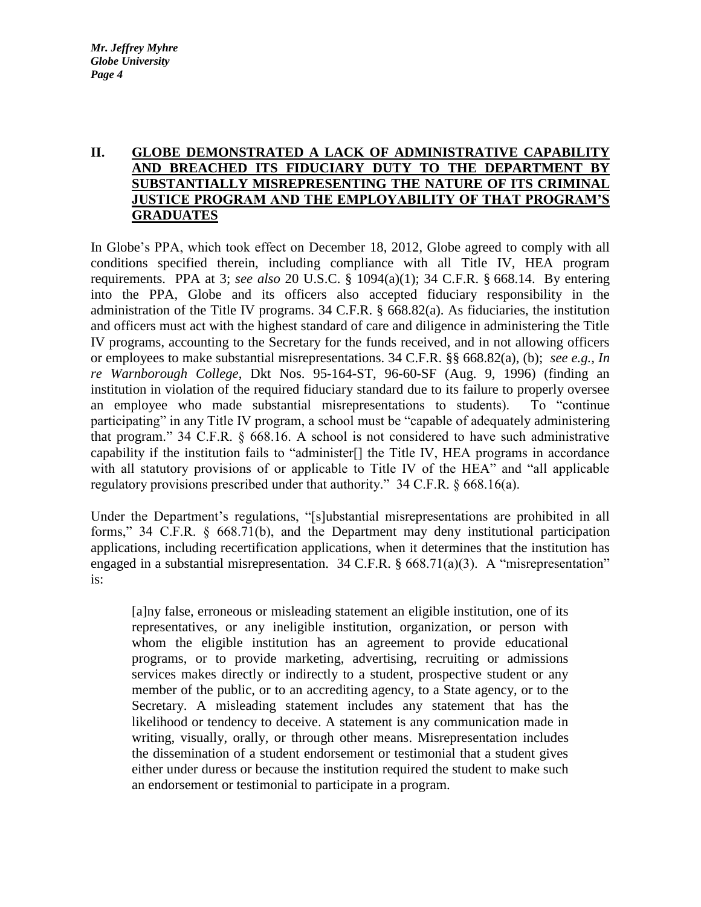## II. GLOBE DEMONSTRATED A LACK OF ADMINISTRATIVE CAPABILITY AND BREACHED ITS FIDUCIARY DUTY TO THE DEPARTMENT BY SUBSTANTIALLY MISREPRESENTING THE NATURE OF ITS CRIMINAL JUSTICE PROGRAM AND THE EMPLOYABILITY OF THAT PROGRAM'S GRADUATES

In Globe's PPA, which took effect on December 18, 2012, Globe agreed to comply with all conditions specified therein, including compliance with all Title IV, HEA program requirements. PPA at 3; *see also* 20 U.S.C. § 1094(a)(1); 34 C.F.R. § 668.14. By entering into the PPA, Globe and its officers also accepted fiduciary responsibility in the administration of the Title IV programs. 34 C.F.R. § 668.82(a). As fiduciaries, the institution and officers must act with the highest standard of care and diligence in administering the Title IV programs, accounting to the Secretary for the funds received, and in not allowing officers or employees to make substantial misrepresentations. 34 C.F.R. §§ 668.82(a), (b); *see e.g., In re Warnborough College*, Dkt Nos. 95-164-ST, 96-60-SF (Aug. 9, 1996) (finding an institution in violation of the required fiduciary standard due to its failure to properly oversee an employee who made substantial misrepresentations to students). To "continue participating" in any Title IV program, a school must be "capable of adequately administering that program." 34 C.F.R. § 668.16. A school is not considered to have such administrative capability if the institution fails to "administer[] the Title IV, HEA programs in accordance with all statutory provisions of or applicable to Title IV of the HEA" and "all applicable regulatory provisions prescribed under that authority." 34 C.F.R. § 668.16(a).

Under the Department's regulations, "[s]ubstantial misrepresentations are prohibited in all forms," 34 C.F.R. § 668.71(b), and the Department may deny institutional participation applications, including recertification applications, when it determines that the institution has engaged in a substantial misrepresentation. 34 C.F.R. § 668.71(a)(3). A "misrepresentation" is:

> [a]ny false, erroneous or misleading statement an eligible institution, one of its representatives, or any ineligible institution, organization, or person with whom the eligible institution has an agreement to provide educational programs, or to provide marketing, advertising, recruiting or admissions services makes directly or indirectly to a student, prospective student or any member of the public, or to an accrediting agency, to a State agency, or to the Secretary. A misleading statement includes any statement that has the likelihood or tendency to deceive. A statement is any communication made in writing, visually, orally, or through other means. Misrepresentation includes the dissemination of a student endorsement or testimonial that a student gives either under duress or because the institution required the student to make such an endorsement or testimonial to participate in a program.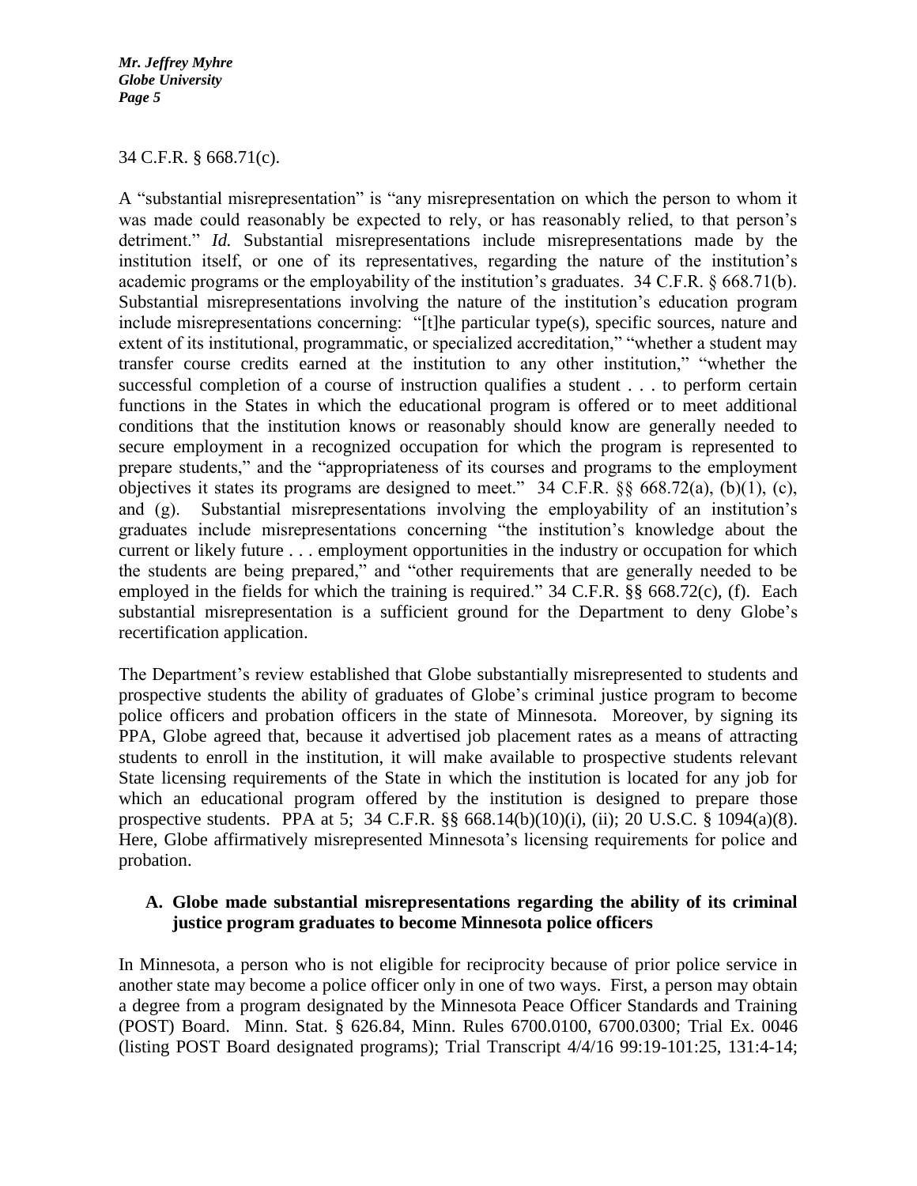34 C.F.R. § 668.71(c).

A "substantial misrepresentation" is "any misrepresentation on which the person to whom it was made could reasonably be expected to rely, or has reasonably relied, to that person's detriment." *Id.* Substantial misrepresentations include misrepresentations made by the institution itself, or one of its representatives, regarding the nature of the institution's academic programs or the employability of the institution's graduates. 34 C.F.R. § 668.71(b). Substantial misrepresentations involving the nature of the institution's education program include misrepresentations concerning: "[t]he particular type(s), specific sources, nature and extent of its institutional, programmatic, or specialized accreditation," "whether a student may transfer course credits earned at the institution to any other institution," "whether the successful completion of a course of instruction qualifies a student . . . to perform certain functions in the States in which the educational program is offered or to meet additional conditions that the institution knows or reasonably should know are generally needed to secure employment in a recognized occupation for which the program is represented to prepare students," and the "appropriateness of its courses and programs to the employment objectives it states its programs are designed to meet." 34 C.F.R. §§ 668.72(a), (b)(1), (c), and (g). Substantial misrepresentations involving the employability of an institution's graduates include misrepresentations concerning "the institution's knowledge about the current or likely future . . . employment opportunities in the industry or occupation for which the students are being prepared," and "other requirements that are generally needed to be employed in the fields for which the training is required." 34 C.F.R. §§ 668.72(c), (f). Each substantial misrepresentation is a sufficient ground for the Department to deny Globe's recertification application.

The Department's review established that Globe substantially misrepresented to students and prospective students the ability of graduates of Globe's criminal justice program to become police officers and probation officers in the state of Minnesota. Moreover, by signing its PPA, Globe agreed that, because it advertised job placement rates as a means of attracting students to enroll in the institution, it will make available to prospective students relevant State licensing requirements of the State in which the institution is located for any job for which an educational program offered by the institution is designed to prepare those prospective students. PPA at 5; 34 C.F.R. §§ 668.14(b)(10)(i), (ii); 20 U.S.C. § 1094(a)(8). Here, Globe affirmatively misrepresented Minnesota's licensing requirements for police and probation.

### A. Globe made substantial misrepresentations regarding the ability of its criminal justice program graduates to become Minnesota police officers

In Minnesota, a person who is not eligible for reciprocity because of prior police service in another state may become a police officer only in one of two ways. First, a person may obtain a degree from a program designated by the Minnesota Peace Officer Standards and Training (POST) Board. Minn. Stat. § 626.84, Minn. Rules 6700.0100, 6700.0300; Trial Ex. 0046 (listing POST Board designated programs); Trial Transcript 4/4/16 99:19-101:25, 131:4-14;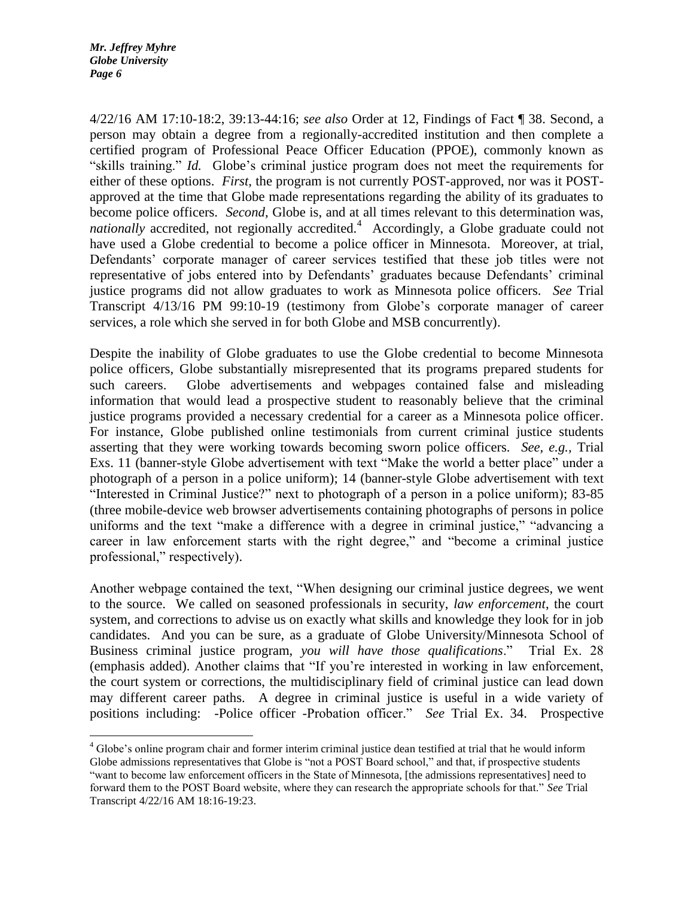4/22/16 AM 17:10-18:2, 39:13-44:16; *see also* Order at 12, Findings of Fact ¶ 38. Second, a person may obtain a degree from a regionally-accredited institution and then complete a certified program of Professional Peace Officer Education (PPOE), commonly known as "skills training." *Id.* Globe's criminal justice program does not meet the requirements for either of these options. *First*, the program is not currently POST-approved, nor was it POST-approved at the time that Globe made representations regarding the ability of its graduates to become police officers. *Second*, Globe is, and at all times relevant to this determination was, *nationally* accredited, not regionally accredited.[4] Accordingly, a Globe graduate could not have used a Globe credential to become a police officer in Minnesota. Moreover, at trial, Defendants' corporate manager of career services testified that these job titles were not representative of jobs entered into by Defendants' graduates because Defendants' criminal justice programs did not allow graduates to work as Minnesota police officers. *See* Trial Transcript 4/13/16 PM 99:10-19 (testimony from Globe's corporate manager of career services, a role which she served in for both Globe and MSB concurrently).

Despite the inability of Globe graduates to use the Globe credential to become Minnesota police officers, Globe substantially misrepresented that its programs prepared students for such careers. Globe advertisements and webpages contained false and misleading information that would lead a prospective student to reasonably believe that the criminal justice programs provided a necessary credential for a career as a Minnesota police officer. For instance, Globe published online testimonials from current criminal justice students asserting that they were working towards becoming sworn police officers. *See, e.g.*, Trial Exs. 11 (banner-style Globe advertisement with text "Make the world a better place" under a photograph of a person in a police uniform); 14 (banner-style Globe advertisement with text "Interested in Criminal Justice?" next to photograph of a person in a police uniform); 83-85 (three mobile-device web browser advertisements containing photographs of persons in police uniforms and the text "make a difference with a degree in criminal justice," "advancing a career in law enforcement starts with the right degree," and "become a criminal justice professional," respectively).

Another webpage contained the text, "When designing our criminal justice degrees, we went to the source. We called on seasoned professionals in security, *law enforcement*, the court system, and corrections to advise us on exactly what skills and knowledge they look for in job candidates. And you can be sure, as a graduate of Globe University/Minnesota School of Business criminal justice program, *you will have those qualifications*." Trial Ex. 28 (emphasis added). Another claims that "If you're interested in working in law enforcement, the court system or corrections, the multidisciplinary field of criminal justice can lead down may different career paths. A degree in criminal justice is useful in a wide variety of positions including: -Police officer -Probation officer." *See* Trial Ex. 34. Prospective

---

[4] Globe's online program chair and former interim criminal justice dean testified at trial that he would inform Globe admissions representatives that Globe is "not a POST Board school," and that, if prospective students "want to become law enforcement officers in the State of Minnesota, [the admissions representatives] need to forward them to the POST Board website, where they can research the appropriate schools for that." *See* Trial Transcript 4/22/16 AM 18:16-19:23.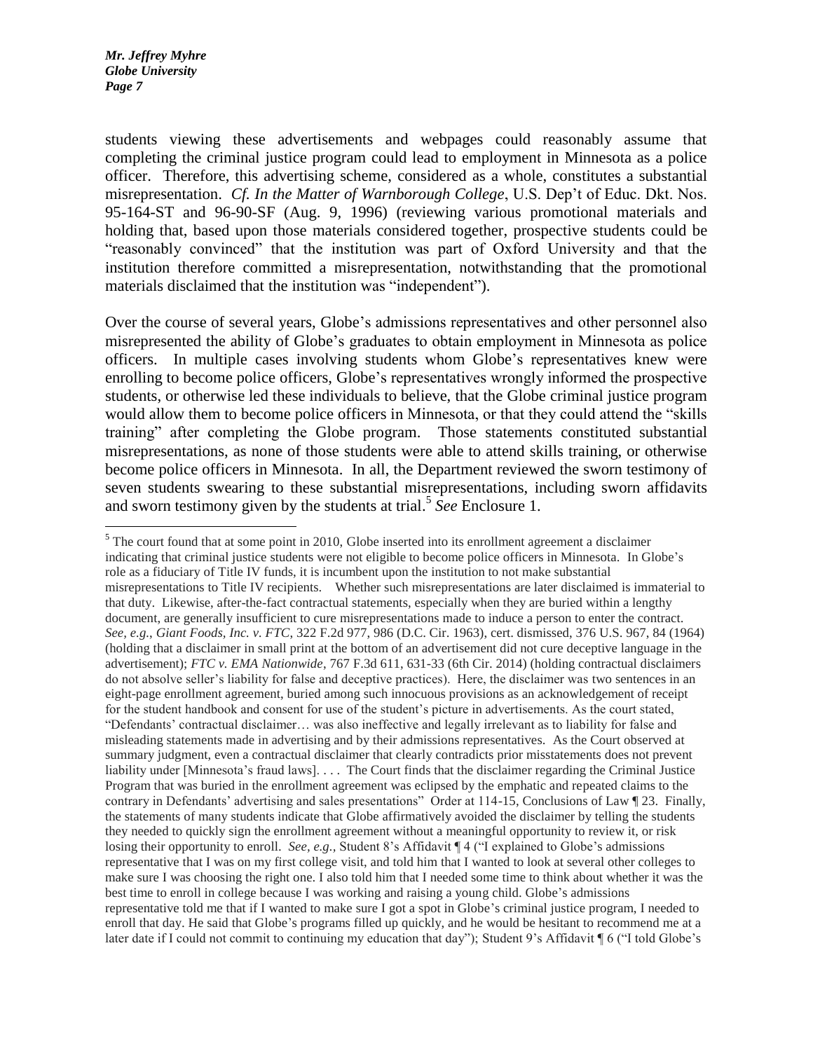students viewing these advertisements and webpages could reasonably assume that completing the criminal justice program could lead to employment in Minnesota as a police officer. Therefore, this advertising scheme, considered as a whole, constitutes a substantial misrepresentation. *Cf. In the Matter of Warnborough College*, U.S. Dep't of Educ. Dkt. Nos. 95-164-ST and 96-90-SF (Aug. 9, 1996) (reviewing various promotional materials and holding that, based upon those materials considered together, prospective students could be "reasonably convinced" that the institution was part of Oxford University and that the institution therefore committed a misrepresentation, notwithstanding that the promotional materials disclaimed that the institution was "independent").

Over the course of several years, Globe's admissions representatives and other personnel also misrepresented the ability of Globe's graduates to obtain employment in Minnesota as police officers. In multiple cases involving students whom Globe's representatives knew were enrolling to become police officers, Globe's representatives wrongly informed the prospective students, or otherwise led these individuals to believe, that the Globe criminal justice program would allow them to become police officers in Minnesota, or that they could attend the "skills training" after completing the Globe program. Those statements constituted substantial misrepresentations, as none of those students were able to attend skills training, or otherwise become police officers in Minnesota. In all, the Department reviewed the sworn testimony of seven students swearing to these substantial misrepresentations, including sworn affidavits and sworn testimony given by the students at trial.[5] *See* Enclosure 1.

[5] The court found that at some point in 2010, Globe inserted into its enrollment agreement a disclaimer indicating that criminal justice students were not eligible to become police officers in Minnesota. In Globe's role as a fiduciary of Title IV funds, it is incumbent upon the institution to not make substantial misrepresentations to Title IV recipients. Whether such misrepresentations are later disclaimed is immaterial to that duty. Likewise, after-the-fact contractual statements, especially when they are buried within a lengthy document, are generally insufficient to cure misrepresentations made to induce a person to enter the contract. *See, e.g.*, *Giant Foods, Inc. v. FTC*, 322 F.2d 977, 986 (D.C. Cir. 1963), cert. dismissed, 376 U.S. 967, 84 (1964) (holding that a disclaimer in small print at the bottom of an advertisement did not cure deceptive language in the advertisement); *FTC v. EMA Nationwide*, 767 F.3d 611, 631-33 (6th Cir. 2014) (holding contractual disclaimers do not absolve seller's liability for false and deceptive practices). Here, the disclaimer was two sentences in an eight-page enrollment agreement, buried among such innocuous provisions as an acknowledgement of receipt for the student handbook and consent for use of the student's picture in advertisements. As the court stated, "Defendants' contractual disclaimer… was also ineffective and legally irrelevant as to liability for false and misleading statements made in advertising and by their admissions representatives. As the Court observed at summary judgment, even a contractual disclaimer that clearly contradicts prior misstatements does not prevent liability under [Minnesota's fraud laws]. . . . The Court finds that the disclaimer regarding the Criminal Justice Program that was buried in the enrollment agreement was eclipsed by the emphatic and repeated claims to the contrary in Defendants' advertising and sales presentations" Order at 114-15, Conclusions of Law ¶ 23. Finally, the statements of many students indicate that Globe affirmatively avoided the disclaimer by telling the students they needed to quickly sign the enrollment agreement without a meaningful opportunity to review it, or risk losing their opportunity to enroll. *See, e.g.*, Student 8's Affidavit ¶ 4 ("I explained to Globe's admissions representative that I was on my first college visit, and told him that I wanted to look at several other colleges to make sure I was choosing the right one. I also told him that I needed some time to think about whether it was the best time to enroll in college because I was working and raising a young child. Globe's admissions representative told me that if I wanted to make sure I got a spot in Globe's criminal justice program, I needed to enroll that day. He said that Globe's programs filled up quickly, and he would be hesitant to recommend me at a later date if I could not commit to continuing my education that day"); Student 9's Affidavit ¶ 6 ("I told Globe's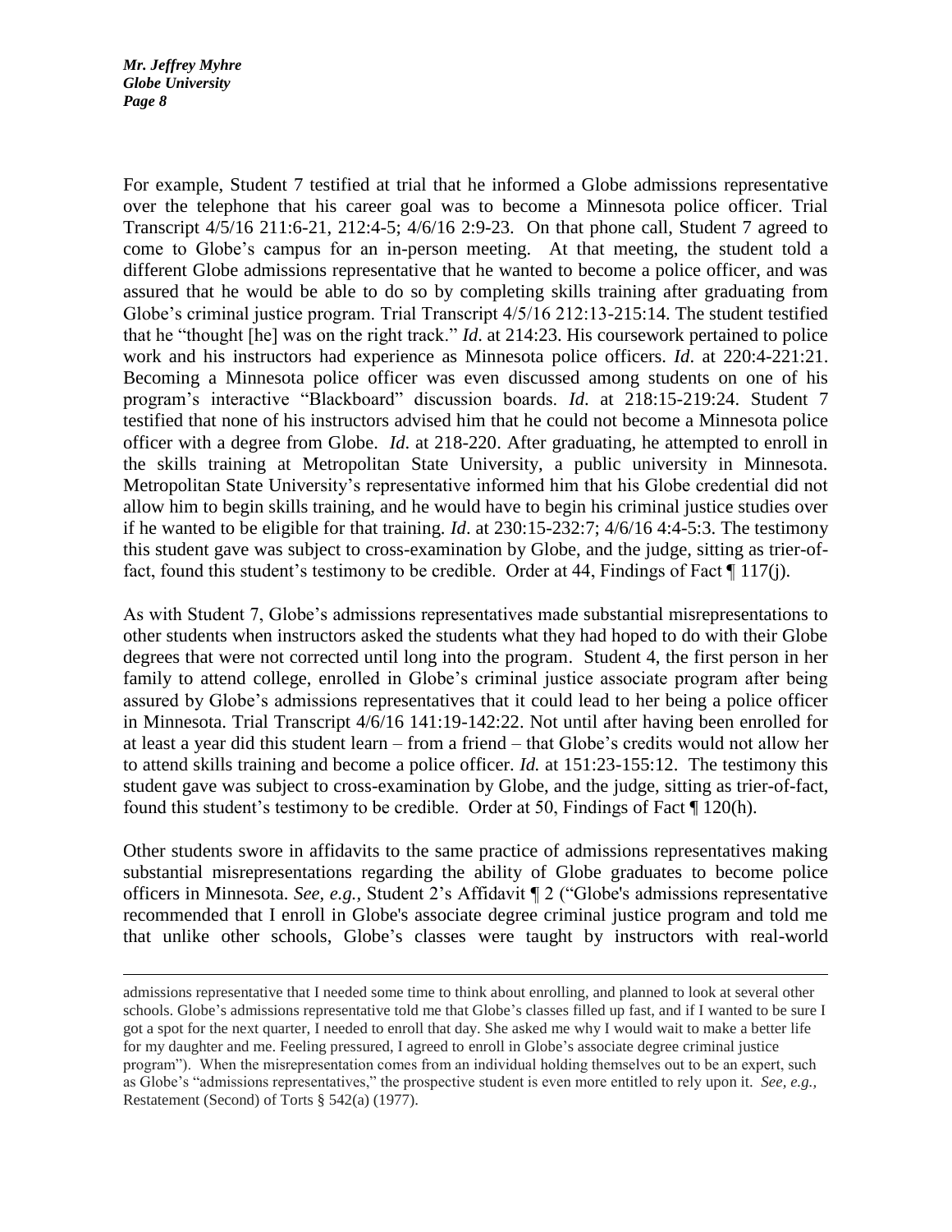For example, Student 7 testified at trial that he informed a Globe admissions representative over the telephone that his career goal was to become a Minnesota police officer. Trial Transcript 4/5/16 211:6-21, 212:4-5; 4/6/16 2:9-23. On that phone call, Student 7 agreed to come to Globe's campus for an in-person meeting. At that meeting, the student told a different Globe admissions representative that he wanted to become a police officer, and was assured that he would be able to do so by completing skills training after graduating from Globe's criminal justice program. Trial Transcript 4/5/16 212:13-215:14. The student testified that he "thought [he] was on the right track." *Id*. at 214:23. His coursework pertained to police work and his instructors had experience as Minnesota police officers. *Id*. at 220:4-221:21. Becoming a Minnesota police officer was even discussed among students on one of his program's interactive "Blackboard" discussion boards. *Id*. at 218:15-219:24. Student 7 testified that none of his instructors advised him that he could not become a Minnesota police officer with a degree from Globe. *Id*. at 218-220. After graduating, he attempted to enroll in the skills training at Metropolitan State University, a public university in Minnesota. Metropolitan State University's representative informed him that his Globe credential did not allow him to begin skills training, and he would have to begin his criminal justice studies over if he wanted to be eligible for that training. *Id*. at 230:15-232:7; 4/6/16 4:4-5:3. The testimony this student gave was subject to cross-examination by Globe, and the judge, sitting as trier-of-fact, found this student's testimony to be credible. Order at 44, Findings of Fact ¶ 117(j).

As with Student 7, Globe's admissions representatives made substantial misrepresentations to other students when instructors asked the students what they had hoped to do with their Globe degrees that were not corrected until long into the program. Student 4, the first person in her family to attend college, enrolled in Globe's criminal justice associate program after being assured by Globe's admissions representatives that it could lead to her being a police officer in Minnesota. Trial Transcript 4/6/16 141:19-142:22. Not until after having been enrolled for at least a year did this student learn – from a friend – that Globe's credits would not allow her to attend skills training and become a police officer. *Id.* at 151:23-155:12. The testimony this student gave was subject to cross-examination by Globe, and the judge, sitting as trier-of-fact, found this student's testimony to be credible. Order at 50, Findings of Fact ¶ 120(h).

Other students swore in affidavits to the same practice of admissions representatives making substantial misrepresentations regarding the ability of Globe graduates to become police officers in Minnesota. *See, e.g.*, Student 2's Affidavit ¶ 2 ("Globe's admissions representative recommended that I enroll in Globe's associate degree criminal justice program and told me that unlike other schools, Globe's classes were taught by instructors with real-world

---

admissions representative that I needed some time to think about enrolling, and planned to look at several other schools. Globe's admissions representative told me that Globe's classes filled up fast, and if I wanted to be sure I got a spot for the next quarter, I needed to enroll that day. She asked me why I would wait to make a better life for my daughter and me. Feeling pressured, I agreed to enroll in Globe's associate degree criminal justice program"). When the misrepresentation comes from an individual holding themselves out to be an expert, such as Globe's "admissions representatives," the prospective student is even more entitled to rely upon it. *See, e.g.,* Restatement (Second) of Torts § 542(a) (1977).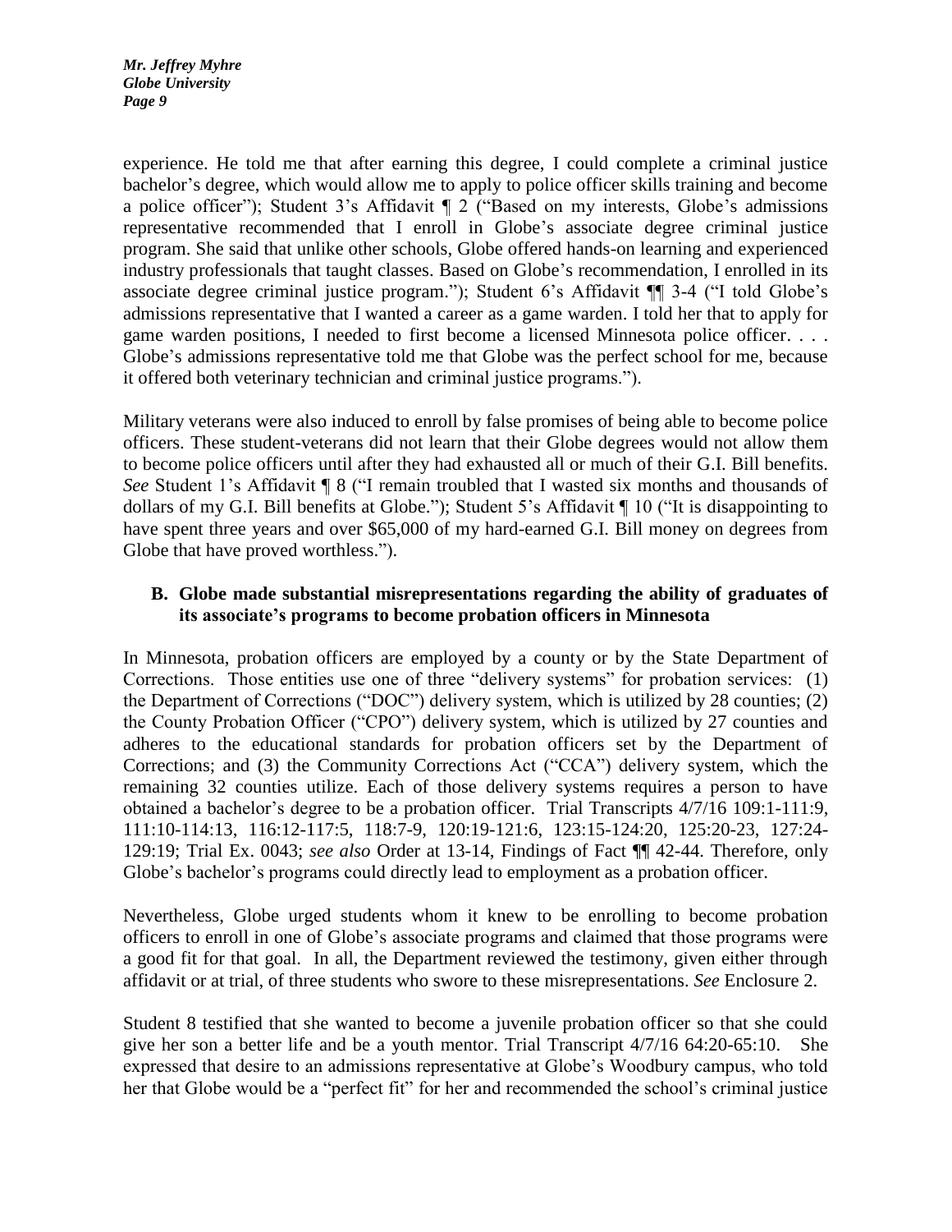experience. He told me that after earning this degree, I could complete a criminal justice bachelor's degree, which would allow me to apply to police officer skills training and become a police officer"); Student 3's Affidavit ¶ 2 ("Based on my interests, Globe's admissions representative recommended that I enroll in Globe's associate degree criminal justice program. She said that unlike other schools, Globe offered hands-on learning and experienced industry professionals that taught classes. Based on Globe's recommendation, I enrolled in its associate degree criminal justice program."); Student 6's Affidavit ¶¶ 3-4 ("I told Globe's admissions representative that I wanted a career as a game warden. I told her that to apply for game warden positions, I needed to first become a licensed Minnesota police officer. . . . Globe's admissions representative told me that Globe was the perfect school for me, because it offered both veterinary technician and criminal justice programs.").

Military veterans were also induced to enroll by false promises of being able to become police officers. These student-veterans did not learn that their Globe degrees would not allow them to become police officers until after they had exhausted all or much of their G.I. Bill benefits. *See* Student 1's Affidavit ¶ 8 ("I remain troubled that I wasted six months and thousands of dollars of my G.I. Bill benefits at Globe."); Student 5's Affidavit ¶ 10 ("It is disappointing to have spent three years and over $65,000 of my hard-earned G.I. Bill money on degrees from Globe that have proved worthless.").

### B. Globe made substantial misrepresentations regarding the ability of graduates of its associate's programs to become probation officers in Minnesota

In Minnesota, probation officers are employed by a county or by the State Department of Corrections. Those entities use one of three "delivery systems" for probation services: (1) the Department of Corrections ("DOC") delivery system, which is utilized by 28 counties; (2) the County Probation Officer ("CPO") delivery system, which is utilized by 27 counties and adheres to the educational standards for probation officers set by the Department of Corrections; and (3) the Community Corrections Act ("CCA") delivery system, which the remaining 32 counties utilize. Each of those delivery systems requires a person to have obtained a bachelor's degree to be a probation officer. Trial Transcripts 4/7/16 109:1-111:9, 111:10-114:13, 116:12-117:5, 118:7-9, 120:19-121:6, 123:15-124:20, 125:20-23, 127:24-129:19; Trial Ex. 0043; *see also* Order at 13-14, Findings of Fact ¶¶ 42-44. Therefore, only Globe's bachelor's programs could directly lead to employment as a probation officer.

Nevertheless, Globe urged students whom it knew to be enrolling to become probation officers to enroll in one of Globe's associate programs and claimed that those programs were a good fit for that goal. In all, the Department reviewed the testimony, given either through affidavit or at trial, of three students who swore to these misrepresentations. *See* Enclosure 2.

Student 8 testified that she wanted to become a juvenile probation officer so that she could give her son a better life and be a youth mentor. Trial Transcript 4/7/16 64:20-65:10. She expressed that desire to an admissions representative at Globe's Woodbury campus, who told her that Globe would be a "perfect fit" for her and recommended the school's criminal justice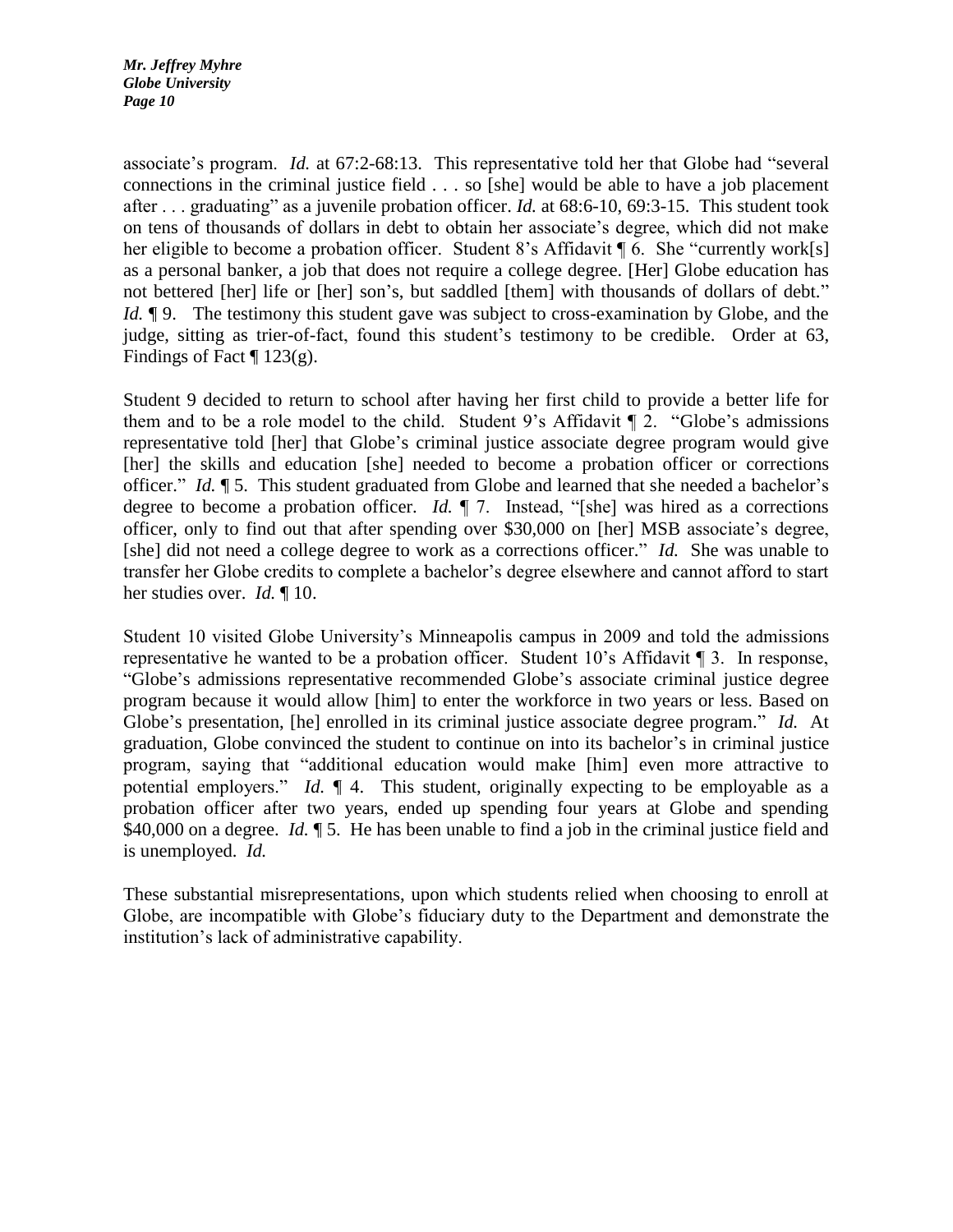associate's program. *Id.* at 67:2-68:13. This representative told her that Globe had "several connections in the criminal justice field . . . so [she] would be able to have a job placement after . . . graduating" as a juvenile probation officer. *Id.* at 68:6-10, 69:3-15. This student took on tens of thousands of dollars in debt to obtain her associate's degree, which did not make her eligible to become a probation officer. Student 8's Affidavit ¶ 6. She "currently work[s] as a personal banker, a job that does not require a college degree. [Her] Globe education has not bettered [her] life or [her] son's, but saddled [them] with thousands of dollars of debt." *Id.* ¶ 9. The testimony this student gave was subject to cross-examination by Globe, and the judge, sitting as trier-of-fact, found this student's testimony to be credible. Order at 63, Findings of Fact ¶ 123(g).

Student 9 decided to return to school after having her first child to provide a better life for them and to be a role model to the child. Student 9's Affidavit ¶ 2. "Globe's admissions representative told [her] that Globe's criminal justice associate degree program would give [her] the skills and education [she] needed to become a probation officer or corrections officer." *Id.* ¶ 5. This student graduated from Globe and learned that she needed a bachelor's degree to become a probation officer. *Id.* ¶ 7. Instead, "[she] was hired as a corrections officer, only to find out that after spending over $30,000 on [her] MSB associate's degree, [she] did not need a college degree to work as a corrections officer." *Id.* She was unable to transfer her Globe credits to complete a bachelor's degree elsewhere and cannot afford to start her studies over. *Id.* ¶ 10.

Student 10 visited Globe University's Minneapolis campus in 2009 and told the admissions representative he wanted to be a probation officer. Student 10's Affidavit ¶ 3. In response, "Globe's admissions representative recommended Globe's associate criminal justice degree program because it would allow [him] to enter the workforce in two years or less. Based on Globe's presentation, [he] enrolled in its criminal justice associate degree program." *Id.* At graduation, Globe convinced the student to continue on into its bachelor's in criminal justice program, saying that "additional education would make [him] even more attractive to potential employers." *Id.* ¶ 4. This student, originally expecting to be employable as a probation officer after two years, ended up spending four years at Globe and spending $40,000 on a degree. *Id.* ¶ 5. He has been unable to find a job in the criminal justice field and is unemployed. *Id.*

These substantial misrepresentations, upon which students relied when choosing to enroll at Globe, are incompatible with Globe's fiduciary duty to the Department and demonstrate the institution's lack of administrative capability.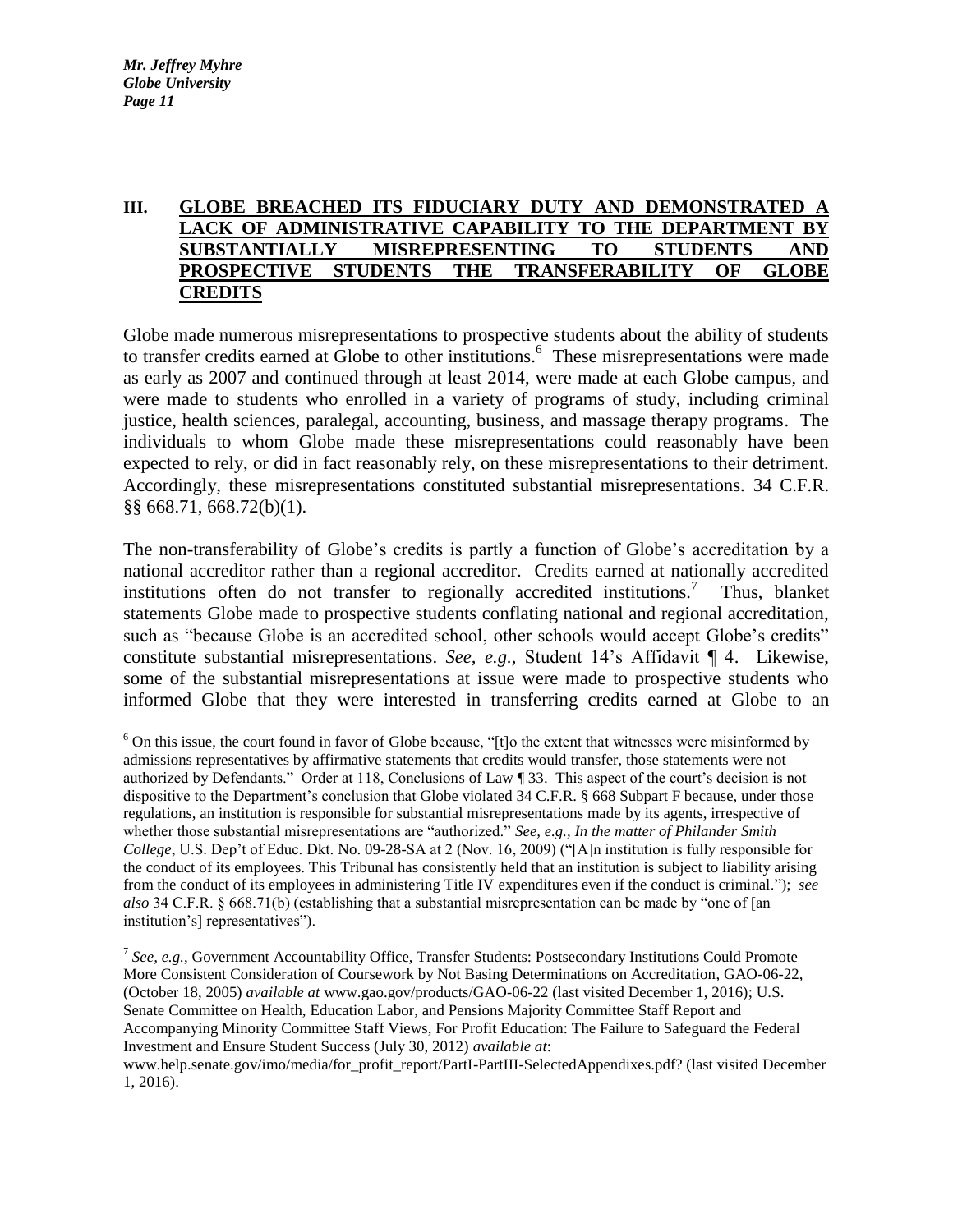## III. GLOBE BREACHED ITS FIDUCIARY DUTY AND DEMONSTRATED A LACK OF ADMINISTRATIVE CAPABILITY TO THE DEPARTMENT BY SUBSTANTIALLY MISREPRESENTING TO STUDENTS AND PROSPECTIVE STUDENTS THE TRANSFERABILITY OF GLOBE CREDITS

Globe made numerous misrepresentations to prospective students about the ability of students to transfer credits earned at Globe to other institutions.[6] These misrepresentations were made as early as 2007 and continued through at least 2014, were made at each Globe campus, and were made to students who enrolled in a variety of programs of study, including criminal justice, health sciences, paralegal, accounting, business, and massage therapy programs. The individuals to whom Globe made these misrepresentations could reasonably have been expected to rely, or did in fact reasonably rely, on these misrepresentations to their detriment. Accordingly, these misrepresentations constituted substantial misrepresentations. 34 C.F.R. §§ 668.71, 668.72(b)(1).

The non-transferability of Globe's credits is partly a function of Globe's accreditation by a national accreditor rather than a regional accreditor. Credits earned at nationally accredited institutions often do not transfer to regionally accredited institutions.[7] Thus, blanket statements Globe made to prospective students conflating national and regional accreditation, such as "because Globe is an accredited school, other schools would accept Globe's credits" constitute substantial misrepresentations. *See, e.g.*, Student 14's Affidavit ¶ 4. Likewise, some of the substantial misrepresentations at issue were made to prospective students who informed Globe that they were interested in transferring credits earned at Globe to an

---

[6] On this issue, the court found in favor of Globe because, "[t]o the extent that witnesses were misinformed by admissions representatives by affirmative statements that credits would transfer, those statements were not authorized by Defendants." Order at 118, Conclusions of Law ¶ 33. This aspect of the court's decision is not dispositive to the Department's conclusion that Globe violated 34 C.F.R. § 668 Subpart F because, under those regulations, an institution is responsible for substantial misrepresentations made by its agents, irrespective of whether those substantial misrepresentations are "authorized." *See, e.g., In the matter of Philander Smith College*, U.S. Dep't of Educ. Dkt. No. 09-28-SA at 2 (Nov. 16, 2009) ("[A]n institution is fully responsible for the conduct of its employees. This Tribunal has consistently held that an institution is subject to liability arising from the conduct of its employees in administering Title IV expenditures even if the conduct is criminal."); *see also* 34 C.F.R. § 668.71(b) (establishing that a substantial misrepresentation can be made by "one of [an institution's] representatives").

[7] *See, e.g.*, Government Accountability Office, Transfer Students: Postsecondary Institutions Could Promote More Consistent Consideration of Coursework by Not Basing Determinations on Accreditation, GAO-06-22, (October 18, 2005) *available at* www.gao.gov/products/GAO-06-22 (last visited December 1, 2016); U.S. Senate Committee on Health, Education Labor, and Pensions Majority Committee Staff Report and Accompanying Minority Committee Staff Views, For Profit Education: The Failure to Safeguard the Federal Investment and Ensure Student Success (July 30, 2012) *available at*: www.help.senate.gov/imo/media/for_profit_report/PartI-PartIII-SelectedAppendixes.pdf? (last visited December 1, 2016).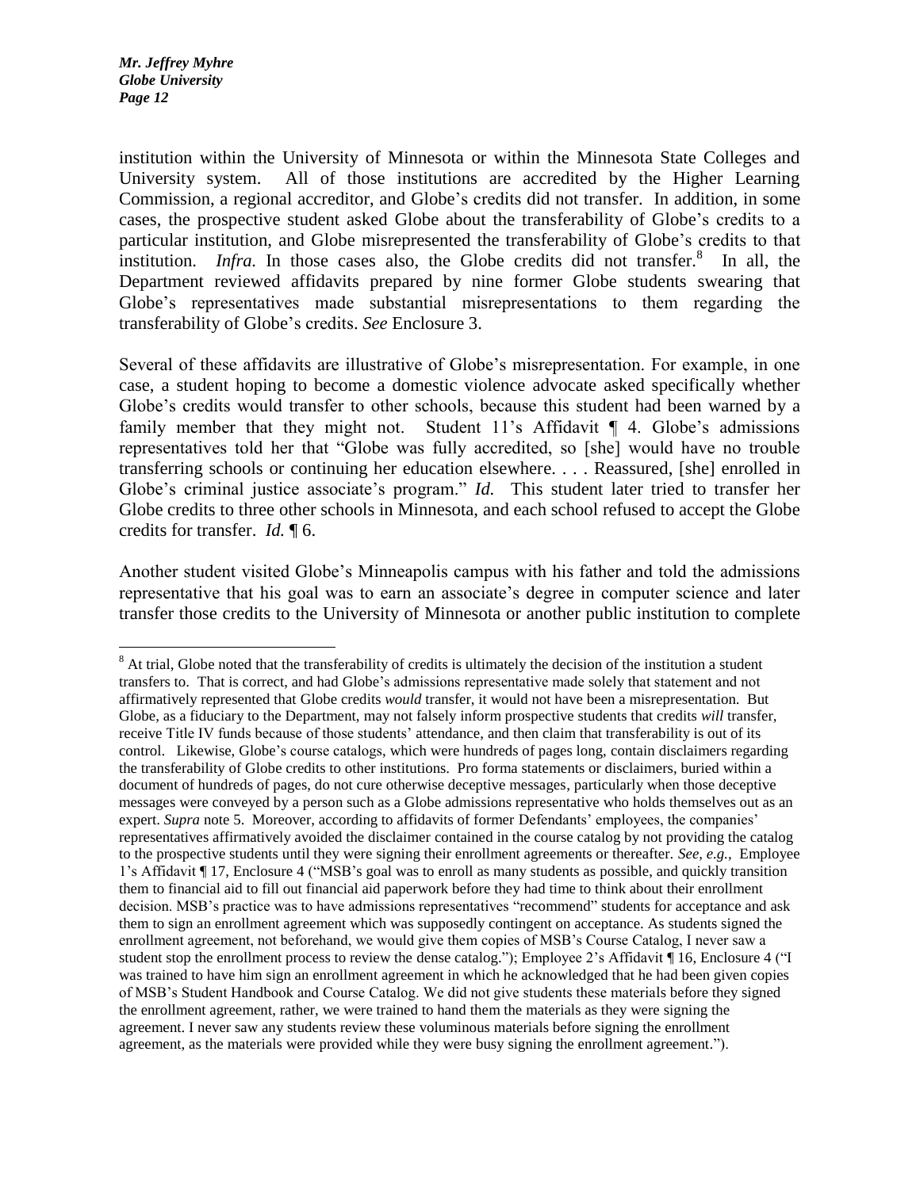institution within the University of Minnesota or within the Minnesota State Colleges and University system. All of those institutions are accredited by the Higher Learning Commission, a regional accreditor, and Globe's credits did not transfer. In addition, in some cases, the prospective student asked Globe about the transferability of Globe's credits to a particular institution, and Globe misrepresented the transferability of Globe's credits to that institution. *Infra*. In those cases also, the Globe credits did not transfer.[8] In all, the Department reviewed affidavits prepared by nine former Globe students swearing that Globe's representatives made substantial misrepresentations to them regarding the transferability of Globe's credits. *See* Enclosure 3.

Several of these affidavits are illustrative of Globe's misrepresentation. For example, in one case, a student hoping to become a domestic violence advocate asked specifically whether Globe's credits would transfer to other schools, because this student had been warned by a family member that they might not. Student 11's Affidavit ¶ 4. Globe's admissions representatives told her that "Globe was fully accredited, so [she] would have no trouble transferring schools or continuing her education elsewhere. . . . Reassured, [she] enrolled in Globe's criminal justice associate's program." *Id.* This student later tried to transfer her Globe credits to three other schools in Minnesota, and each school refused to accept the Globe credits for transfer. *Id.* ¶ 6.

Another student visited Globe's Minneapolis campus with his father and told the admissions representative that his goal was to earn an associate's degree in computer science and later transfer those credits to the University of Minnesota or another public institution to complete

---

[8] At trial, Globe noted that the transferability of credits is ultimately the decision of the institution a student transfers to. That is correct, and had Globe's admissions representative made solely that statement and not affirmatively represented that Globe credits *would* transfer, it would not have been a misrepresentation. But Globe, as a fiduciary to the Department, may not falsely inform prospective students that credits *will* transfer, receive Title IV funds because of those students' attendance, and then claim that transferability is out of its control. Likewise, Globe's course catalogs, which were hundreds of pages long, contain disclaimers regarding the transferability of Globe credits to other institutions. Pro forma statements or disclaimers, buried within a document of hundreds of pages, do not cure otherwise deceptive messages, particularly when those deceptive messages were conveyed by a person such as a Globe admissions representative who holds themselves out as an expert. *Supra* note 5. Moreover, according to affidavits of former Defendants' employees, the companies' representatives affirmatively avoided the disclaimer contained in the course catalog by not providing the catalog to the prospective students until they were signing their enrollment agreements or thereafter. *See, e.g.,* Employee 1's Affidavit ¶ 17, Enclosure 4 ("MSB's goal was to enroll as many students as possible, and quickly transition them to financial aid to fill out financial aid paperwork before they had time to think about their enrollment decision. MSB's practice was to have admissions representatives "recommend" students for acceptance and ask them to sign an enrollment agreement which was supposedly contingent on acceptance. As students signed the enrollment agreement, not beforehand, we would give them copies of MSB's Course Catalog, I never saw a student stop the enrollment process to review the dense catalog."); Employee 2's Affidavit ¶ 16, Enclosure 4 ("I was trained to have him sign an enrollment agreement in which he acknowledged that he had been given copies of MSB's Student Handbook and Course Catalog. We did not give students these materials before they signed the enrollment agreement, rather, we were trained to hand them the materials as they were signing the agreement. I never saw any students review these voluminous materials before signing the enrollment agreement, as the materials were provided while they were busy signing the enrollment agreement.").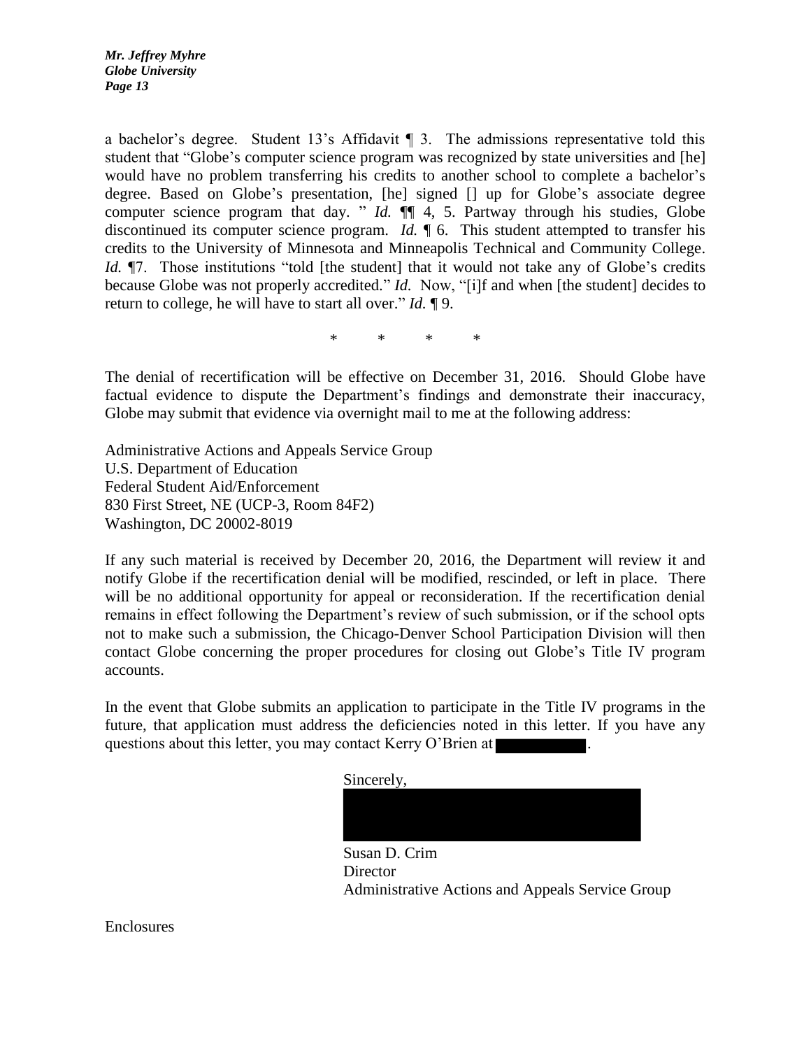a bachelor's degree. Student 13's Affidavit ¶ 3. The admissions representative told this student that "Globe's computer science program was recognized by state universities and [he] would have no problem transferring his credits to another school to complete a bachelor's degree. Based on Globe's presentation, [he] signed [] up for Globe's associate degree computer science program that day. " *Id.* ¶¶ 4, 5. Partway through his studies, Globe discontinued its computer science program. *Id.* ¶ 6. This student attempted to transfer his credits to the University of Minnesota and Minneapolis Technical and Community College. *Id.* ¶7. Those institutions "told [the student] that it would not take any of Globe's credits because Globe was not properly accredited." *Id.* Now, "[i]f and when [the student] decides to return to college, he will have to start all over." *Id.* ¶ 9.

\* \* \* \*

The denial of recertification will be effective on December 31, 2016. Should Globe have factual evidence to dispute the Department's findings and demonstrate their inaccuracy, Globe may submit that evidence via overnight mail to me at the following address:

Administrative Actions and Appeals Service Group
U.S. Department of Education
Federal Student Aid/Enforcement
830 First Street, NE (UCP-3, Room 84F2)
Washington, DC 20002-8019

If any such material is received by December 20, 2016, the Department will review it and notify Globe if the recertification denial will be modified, rescinded, or left in place. There will be no additional opportunity for appeal or reconsideration. If the recertification denial remains in effect following the Department's review of such submission, or if the school opts not to make such a submission, the Chicago-Denver School Participation Division will then contact Globe concerning the proper procedures for closing out Globe's Title IV program accounts.

In the event that Globe submits an application to participate in the Title IV programs in the future, that application must address the deficiencies noted in this letter. If you have any questions about this letter, you may contact Kerry O'Brien at [REDACTED].

Sincerely,

[REDACTED]

Susan D. Crim
Director
Administrative Actions and Appeals Service Group

Enclosures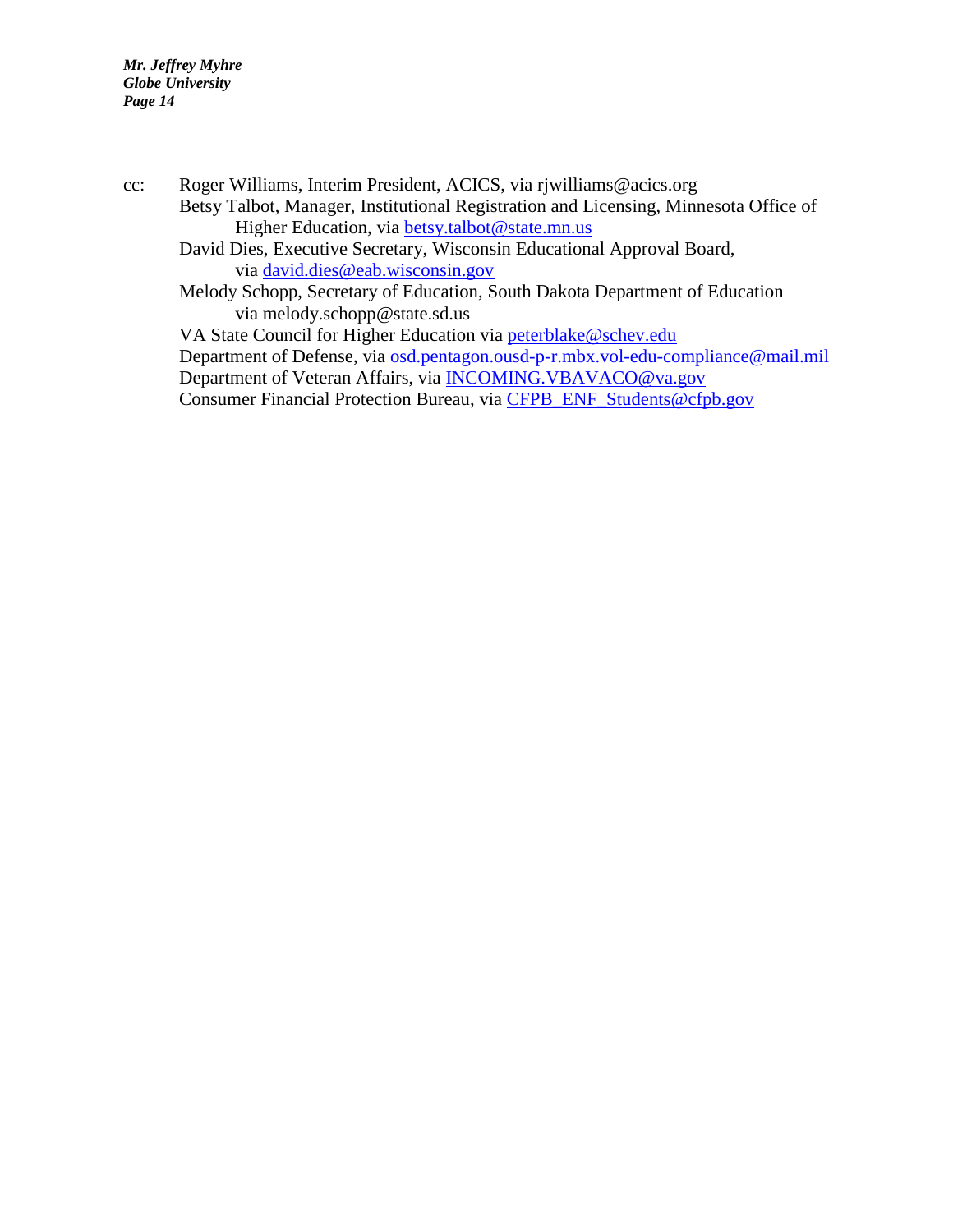cc: Roger Williams, Interim President, ACICS, via rjwilliams@acics.org
Betsy Talbot, Manager, Institutional Registration and Licensing, Minnesota Office of Higher Education, via betsy.talbot@state.mn.us
David Dies, Executive Secretary, Wisconsin Educational Approval Board, via david.dies@eab.wisconsin.gov
Melody Schopp, Secretary of Education, South Dakota Department of Education via melody.schopp@state.sd.us
VA State Council for Higher Education via peterblake@schev.edu
Department of Defense, via osd.pentagon.ousd-p-r.mbx.vol-edu-compliance@mail.mil
Department of Veteran Affairs, via INCOMING.VBAVACO@va.gov
Consumer Financial Protection Bureau, via CFPB_ENF_Students@cfpb.gov